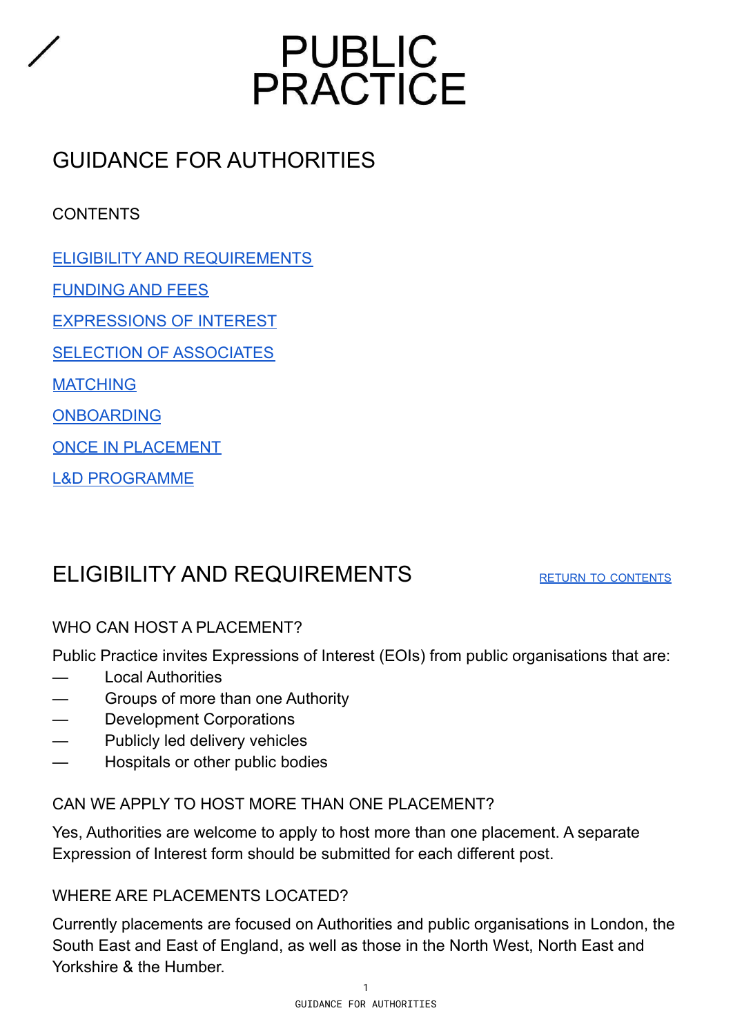# PUBLIC PRACTICE

## GUIDANCE FOR AUTHORITIES

CONTENTS

ELIGIBILITY AND REQUIREMENTS

FUNDING AND FEES

EXPRESSIONS OF INTEREST

SELECTION OF ASSOCIATES

MATCHING

ONBOARDING

ONCE IN PLACEMENT

L&D PROGRAMME

## ELIGIBILITY AND REQUIREMENTS

RETURN TO CONTENTS

### WHO CAN HOST A PLACEMENT?

Public Practice invites Expressions of Interest (EOIs) from public organisations that are:

- Local Authorities
- Groups of more than one Authority
- Development Corporations
- Publicly led delivery vehicles
- Hospitals or other public bodies

### CAN WE APPLY TO HOST MORE THAN ONE PLACEMENT?

Yes, Authorities are welcome to apply to host more than one placement. A separate Expression of Interest form should be submitted for each different post.

### WHERE ARE PLACEMENTS LOCATED?

Currently placements are focused on Authorities and public organisations in London, the South East and East of England, as well as those in the North West, North East and Yorkshire & the Humber.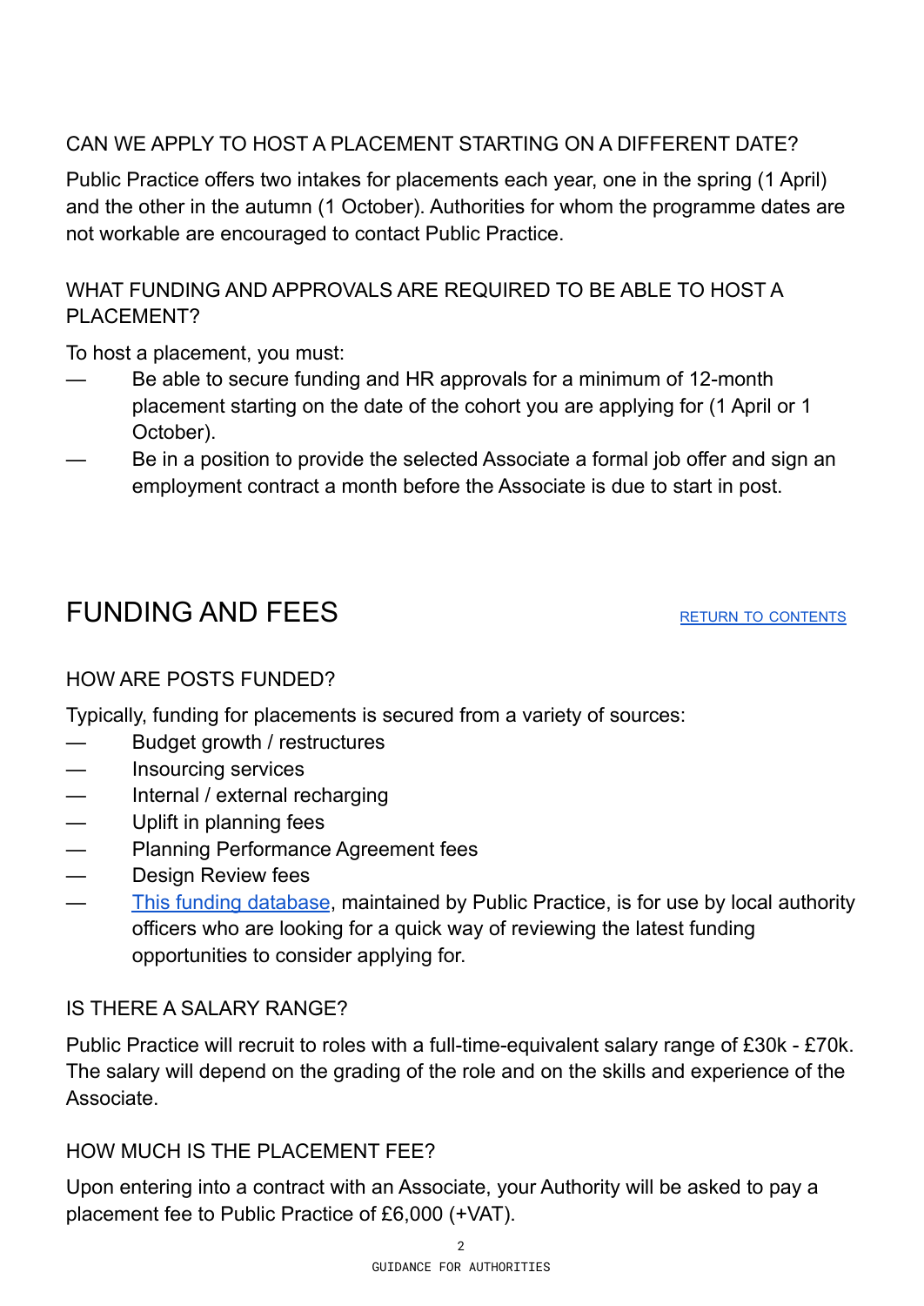### CAN WE APPLY TO HOST A PLACEMENT STARTING ON A DIFFERENT DATE?

Public Practice offers two intakes for placements each year, one in the spring (1 April) and the other in the autumn (1 October). Authorities for whom the programme dates are not workable are encouraged to contact Public Practice.

### WHAT FUNDING AND APPROVALS ARE REQUIRED TO BE ABLE TO HOST A PLACEMENT?

To host a placement, you must:

- Be able to secure funding and HR approvals for a minimum of 12-month placement starting on the date of the cohort you are applying for (1 April or 1 October).
- Be in a position to provide the selected Associate a formal job offer and sign an employment contract a month before the Associate is due to start in post.

## FUNDING AND FEES

RETURN TO CONTENTS

### HOW ARE POSTS FUNDED?

Typically, funding for placements is secured from a variety of sources:

- Budget growth / restructures
- Insourcing services
- Internal / external recharging
- Uplift in planning fees
- Planning Performance Agreement fees
- Design Review fees
- This funding database, maintained by Public Practice, is for use by local authority officers who are looking for a quick way of reviewing the latest funding opportunities to consider applying for.

### IS THERE A SALARY RANGE?

Public Practice will recruit to roles with a full-time-equivalent salary range of £30k - £70k. The salary will depend on the grading of the role and on the skills and experience of the Associate.

### HOW MUCH IS THE PLACEMENT FEE?

Upon entering into a contract with an Associate, your Authority will be asked to pay a placement fee to Public Practice of £6,000 (+VAT).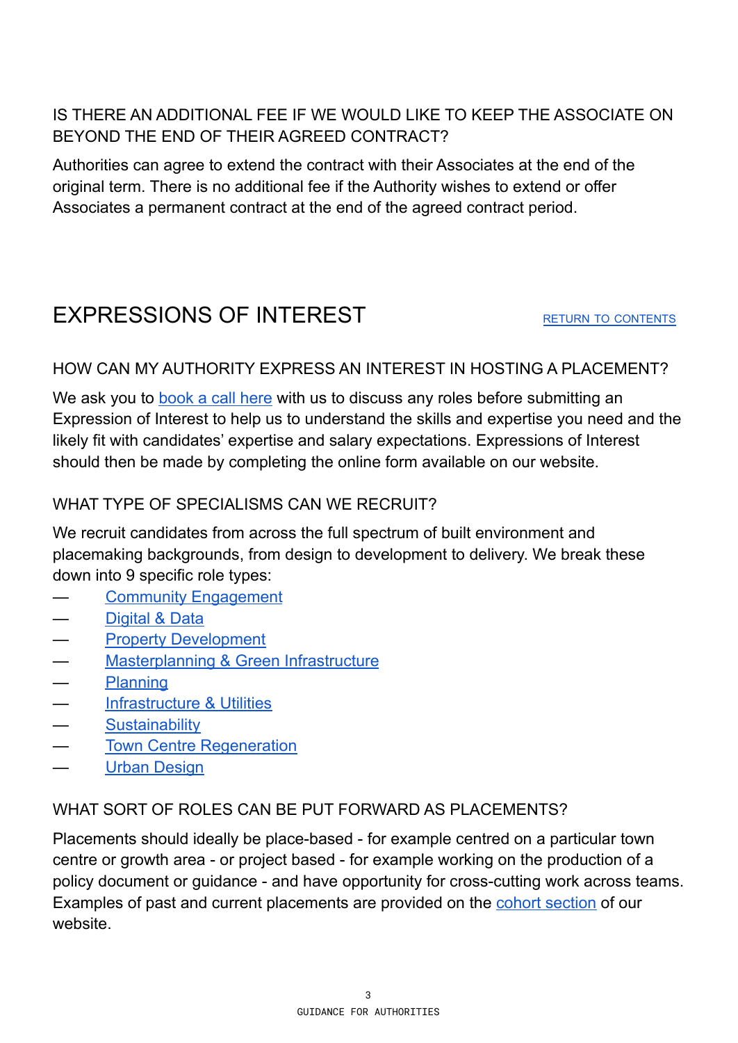### IS THERE AN ADDITIONAL FEE IF WE WOULD LIKE TO KEEP THE ASSOCIATE ON BEYOND THE END OF THEIR AGREED CONTRACT?

Authorities can agree to extend the contract with their Associates at the end of the original term. There is no additional fee if the Authority wishes to extend or offer Associates a permanent contract at the end of the agreed contract period.

## EXPRESSIONS OF INTEREST

RETURN TO CONTENTS

### HOW CAN MY AUTHORITY EXPRESS AN INTEREST IN HOSTING A PLACEMENT?

We ask you to book a call here with us to discuss any roles before submitting an Expression of Interest to help us to understand the skills and expertise you need and the likely fit with candidates' expertise and salary expectations. Expressions of Interest should then be made by completing the online form available on our website.

### WHAT TYPE OF SPECIALISMS CAN WE RECRUIT?

We recruit candidates from across the full spectrum of built environment and placemaking backgrounds, from design to development to delivery. We break these down into 9 specific role types:

- Community Engagement
- Digital & Data
- Property Development
- Masterplanning & Green Infrastructure
- Planning
- Infrastructure & Utilities
- Sustainability
- Town Centre Regeneration
- Urban Design

### WHAT SORT OF ROLES CAN BE PUT FORWARD AS PLACEMENTS?

Placements should ideally be place-based - for example centred on a particular town centre or growth area - or project based - for example working on the production of a policy document or guidance - and have opportunity for cross-cutting work across teams. Examples of past and current placements are provided on the cohort section of our website.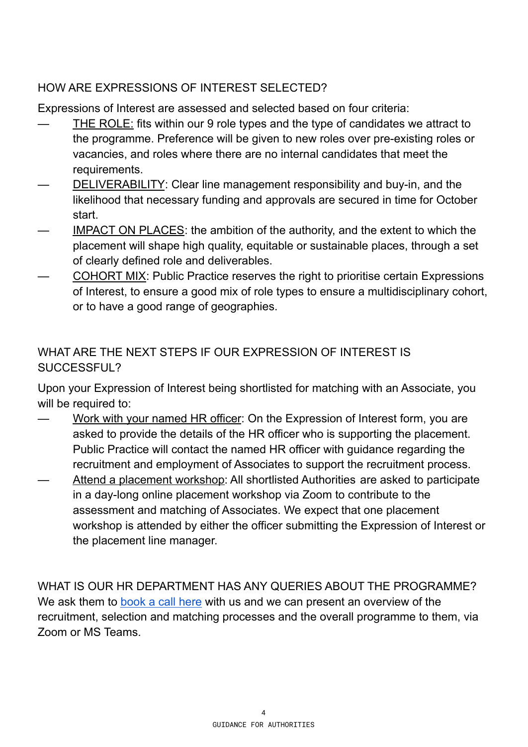## HOW ARE EXPRESSIONS OF INTEREST SELECTED?

Expressions of Interest are assessed and selected based on four criteria:

- THE ROLE: fits within our 9 role types and the type of candidates we attract to the programme. Preference will be given to new roles over pre-existing roles or vacancies, and roles where there are no internal candidates that meet the requirements.
- DELIVERABILITY: Clear line management responsibility and buy-in, and the likelihood that necessary funding and approvals are secured in time for October start.
- IMPACT ON PLACES: the ambition of the authority, and the extent to which the placement will shape high quality, equitable or sustainable places, through a set of clearly defined role and deliverables.
- COHORT MIX: Public Practice reserves the right to prioritise certain Expressions of Interest, to ensure a good mix of role types to ensure a multidisciplinary cohort, or to have a good range of geographies.

## WHAT ARE THE NEXT STEPS IF OUR EXPRESSION OF INTEREST IS SUCCESSFUL?

Upon your Expression of Interest being shortlisted for matching with an Associate, you will be required to:

- Work with your named HR officer: On the Expression of Interest form, you are asked to provide the details of the HR officer who is supporting the placement. Public Practice will contact the named HR officer with guidance regarding the recruitment and employment of Associates to support the recruitment process.
- Attend a placement workshop: All shortlisted Authorities are asked to participate in a day-long online placement workshop via Zoom to contribute to the assessment and matching of Associates. We expect that one placement workshop is attended by either the officer submitting the Expression of Interest or the placement line manager.

## WHAT IS OUR HR DEPARTMENT HAS ANY QUERIES ABOUT THE PROGRAMME?

We ask them to [book a call here]() with us and we can present an overview of the recruitment, selection and matching processes and the overall programme to them, via Zoom or MS Teams.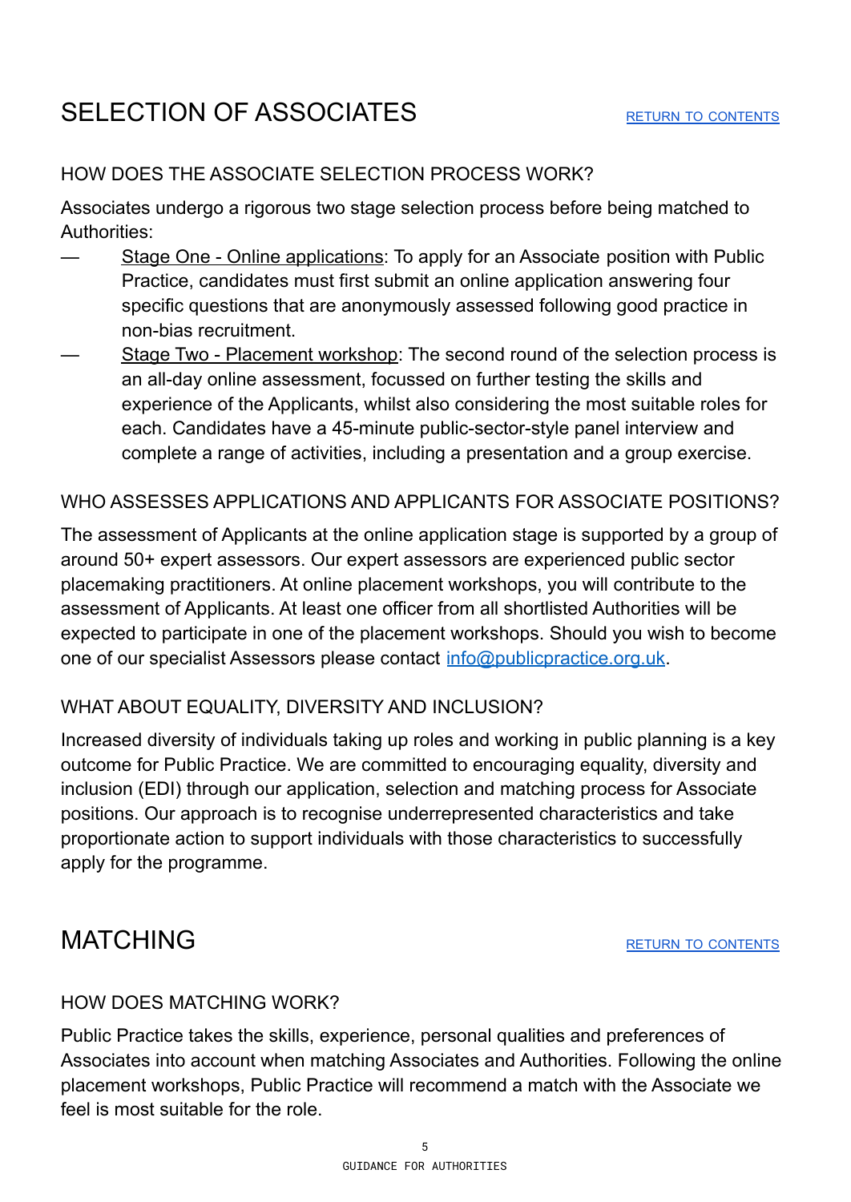# SELECTION OF ASSOCIATES

RETURN TO CONTENTS

## HOW DOES THE ASSOCIATE SELECTION PROCESS WORK?

Associates undergo a rigorous two stage selection process before being matched to Authorities:

- Stage One - Online applications: To apply for an Associate position with Public Practice, candidates must first submit an online application answering four specific questions that are anonymously assessed following good practice in non-bias recruitment.
- Stage Two - Placement workshop: The second round of the selection process is an all-day online assessment, focussed on further testing the skills and experience of the Applicants, whilst also considering the most suitable roles for each. Candidates have a 45-minute public-sector-style panel interview and complete a range of activities, including a presentation and a group exercise.

## WHO ASSESSES APPLICATIONS AND APPLICANTS FOR ASSOCIATE POSITIONS?

The assessment of Applicants at the online application stage is supported by a group of around 50+ expert assessors. Our expert assessors are experienced public sector placemaking practitioners. At online placement workshops, you will contribute to the assessment of Applicants. At least one officer from all shortlisted Authorities will be expected to participate in one of the placement workshops. Should you wish to become one of our specialist Assessors please contact info@publicpractice.org.uk.

## WHAT ABOUT EQUALITY, DIVERSITY AND INCLUSION?

Increased diversity of individuals taking up roles and working in public planning is a key outcome for Public Practice. We are committed to encouraging equality, diversity and inclusion (EDI) through our application, selection and matching process for Associate positions. Our approach is to recognise underrepresented characteristics and take proportionate action to support individuals with those characteristics to successfully apply for the programme.

# MATCHING

RETURN TO CONTENTS

## HOW DOES MATCHING WORK?

Public Practice takes the skills, experience, personal qualities and preferences of Associates into account when matching Associates and Authorities. Following the online placement workshops, Public Practice will recommend a match with the Associate we feel is most suitable for the role.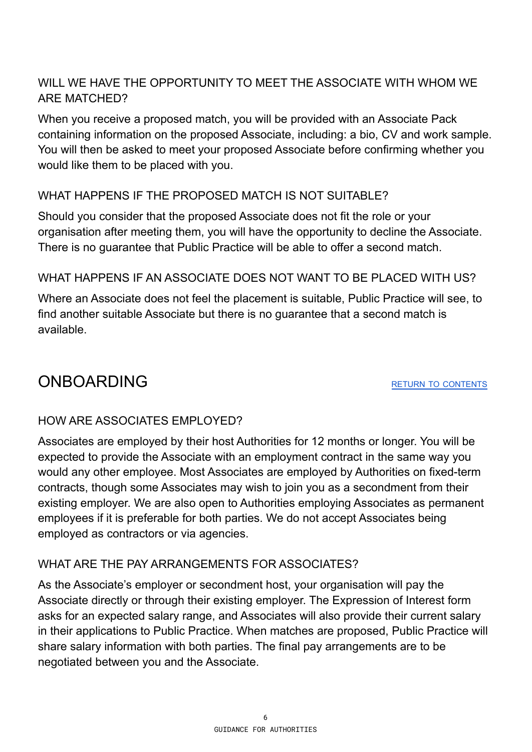### WILL WE HAVE THE OPPORTUNITY TO MEET THE ASSOCIATE WITH WHOM WE ARE MATCHED?

When you receive a proposed match, you will be provided with an Associate Pack containing information on the proposed Associate, including: a bio, CV and work sample. You will then be asked to meet your proposed Associate before confirming whether you would like them to be placed with you.

### WHAT HAPPENS IF THE PROPOSED MATCH IS NOT SUITABLE?

Should you consider that the proposed Associate does not fit the role or your organisation after meeting them, you will have the opportunity to decline the Associate. There is no guarantee that Public Practice will be able to offer a second match.

### WHAT HAPPENS IF AN ASSOCIATE DOES NOT WANT TO BE PLACED WITH US?

Where an Associate does not feel the placement is suitable, Public Practice will see, to find another suitable Associate but there is no guarantee that a second match is available.

## ONBOARDING

RETURN TO CONTENTS

### HOW ARE ASSOCIATES EMPLOYED?

Associates are employed by their host Authorities for 12 months or longer. You will be expected to provide the Associate with an employment contract in the same way you would any other employee. Most Associates are employed by Authorities on fixed-term contracts, though some Associates may wish to join you as a secondment from their existing employer. We are also open to Authorities employing Associates as permanent employees if it is preferable for both parties. We do not accept Associates being employed as contractors or via agencies.

### WHAT ARE THE PAY ARRANGEMENTS FOR ASSOCIATES?

As the Associate's employer or secondment host, your organisation will pay the Associate directly or through their existing employer. The Expression of Interest form asks for an expected salary range, and Associates will also provide their current salary in their applications to Public Practice. When matches are proposed, Public Practice will share salary information with both parties. The final pay arrangements are to be negotiated between you and the Associate.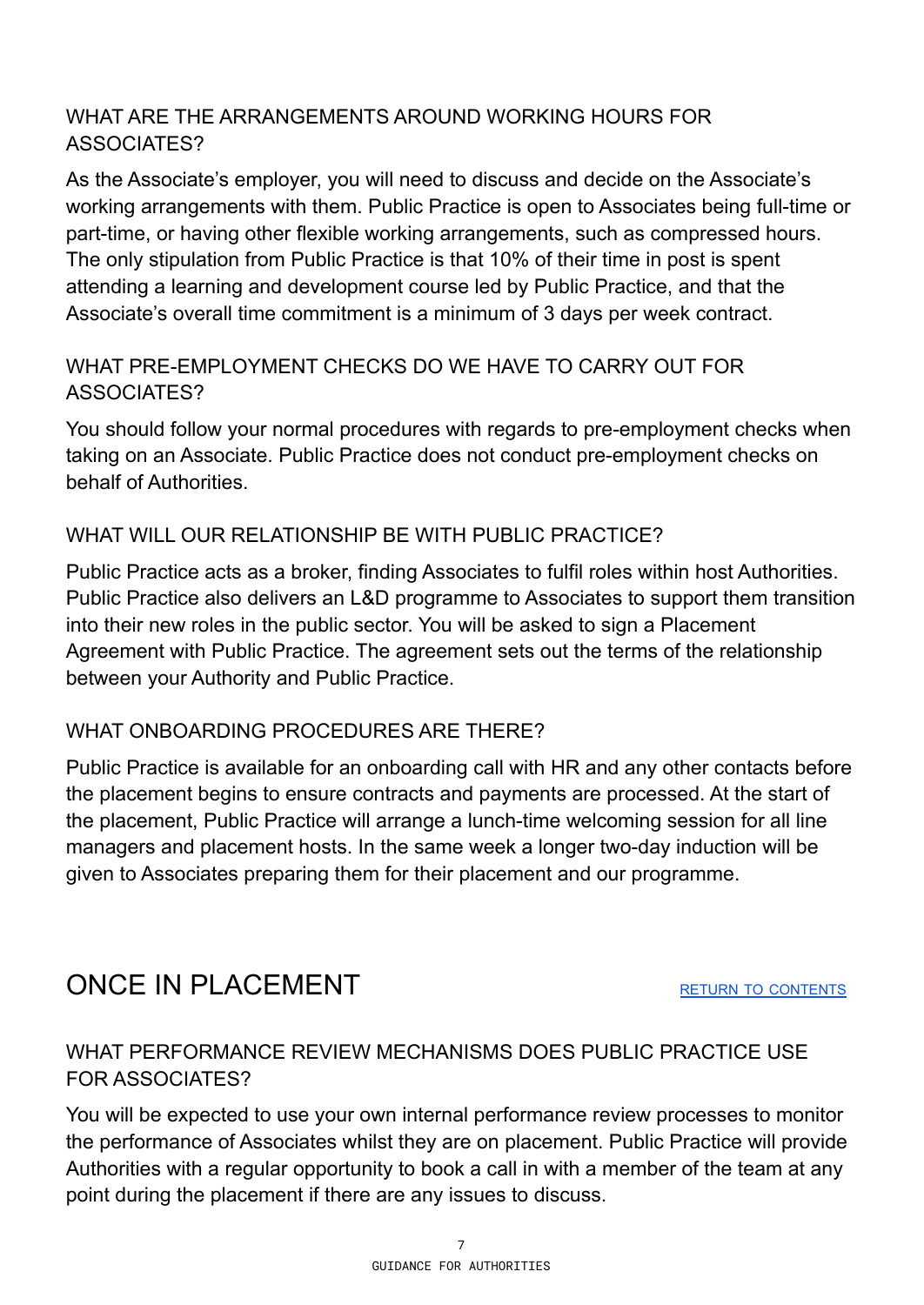### WHAT ARE THE ARRANGEMENTS AROUND WORKING HOURS FOR ASSOCIATES?

As the Associate's employer, you will need to discuss and decide on the Associate's working arrangements with them. Public Practice is open to Associates being full-time or part-time, or having other flexible working arrangements, such as compressed hours. The only stipulation from Public Practice is that 10% of their time in post is spent attending a learning and development course led by Public Practice, and that the Associate's overall time commitment is a minimum of 3 days per week contract.

### WHAT PRE-EMPLOYMENT CHECKS DO WE HAVE TO CARRY OUT FOR ASSOCIATES?

You should follow your normal procedures with regards to pre-employment checks when taking on an Associate. Public Practice does not conduct pre-employment checks on behalf of Authorities.

### WHAT WILL OUR RELATIONSHIP BE WITH PUBLIC PRACTICE?

Public Practice acts as a broker, finding Associates to fulfil roles within host Authorities. Public Practice also delivers an L&D programme to Associates to support them transition into their new roles in the public sector. You will be asked to sign a Placement Agreement with Public Practice. The agreement sets out the terms of the relationship between your Authority and Public Practice.

### WHAT ONBOARDING PROCEDURES ARE THERE?

Public Practice is available for an onboarding call with HR and any other contacts before the placement begins to ensure contracts and payments are processed. At the start of the placement, Public Practice will arrange a lunch-time welcoming session for all line managers and placement hosts. In the same week a longer two-day induction will be given to Associates preparing them for their placement and our programme.

## ONCE IN PLACEMENT

[RETURN TO CONTENTS]

### WHAT PERFORMANCE REVIEW MECHANISMS DOES PUBLIC PRACTICE USE FOR ASSOCIATES?

You will be expected to use your own internal performance review processes to monitor the performance of Associates whilst they are on placement. Public Practice will provide Authorities with a regular opportunity to book a call in with a member of the team at any point during the placement if there are any issues to discuss.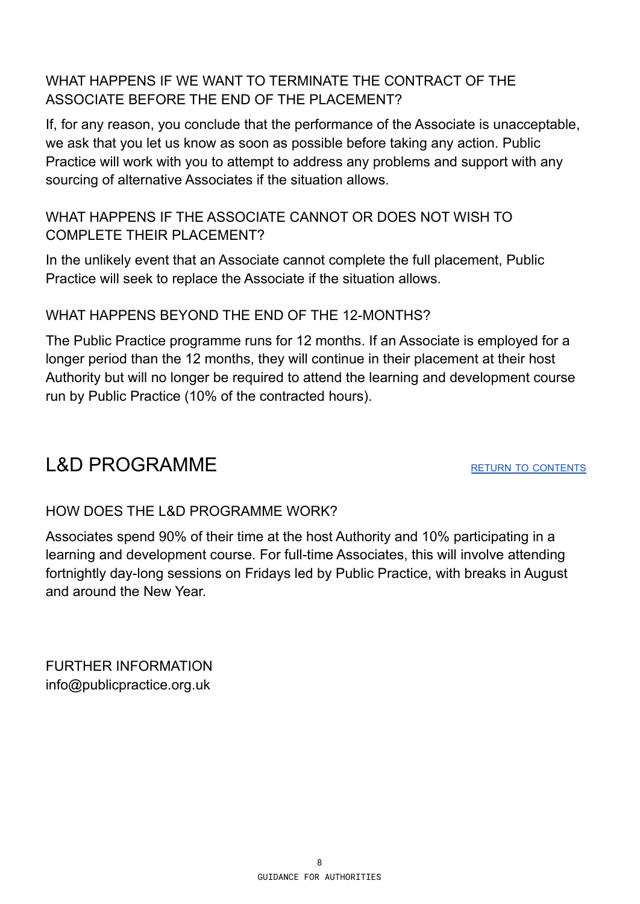### WHAT HAPPENS IF WE WANT TO TERMINATE THE CONTRACT OF THE ASSOCIATE BEFORE THE END OF THE PLACEMENT?

If, for any reason, you conclude that the performance of the Associate is unacceptable, we ask that you let us know as soon as possible before taking any action. Public Practice will work with you to attempt to address any problems and support with any sourcing of alternative Associates if the situation allows.

### WHAT HAPPENS IF THE ASSOCIATE CANNOT OR DOES NOT WISH TO COMPLETE THEIR PLACEMENT?

In the unlikely event that an Associate cannot complete the full placement, Public Practice will seek to replace the Associate if the situation allows.

### WHAT HAPPENS BEYOND THE END OF THE 12-MONTHS?

The Public Practice programme runs for 12 months. If an Associate is employed for a longer period than the 12 months, they will continue in their placement at their host Authority but will no longer be required to attend the learning and development course run by Public Practice (10% of the contracted hours).

## L&D PROGRAMME

RETURN TO CONTENTS

### HOW DOES THE L&D PROGRAMME WORK?

Associates spend 90% of their time at the host Authority and 10% participating in a learning and development course. For full-time Associates, this will involve attending fortnightly day-long sessions on Fridays led by Public Practice, with breaks in August and around the New Year.

FURTHER INFORMATION
info@publicpractice.org.uk